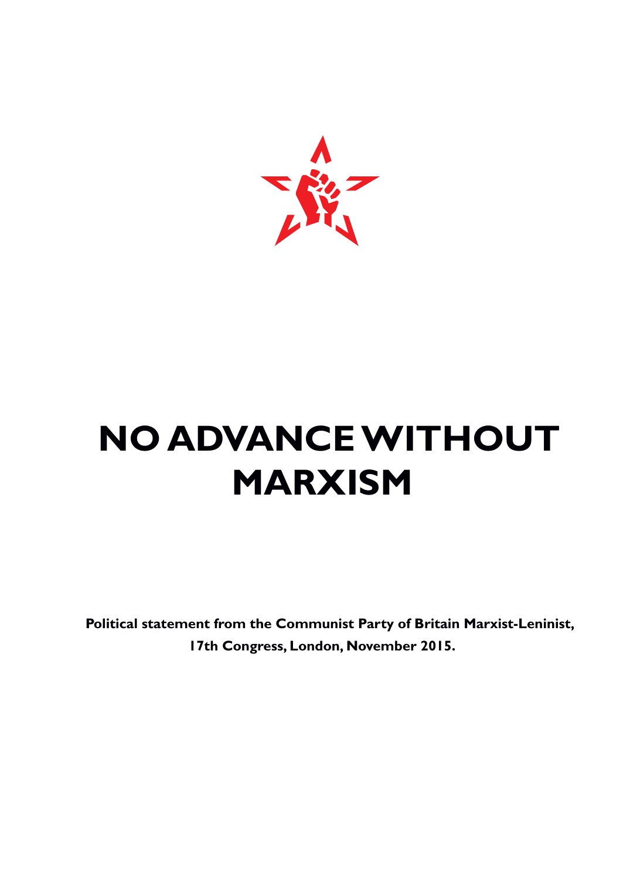# NO ADVANCE WITHOUT MARXISM

**Political statement from the Communist Party of Britain Marxist-Leninist, 17th Congress, London, November 2015.**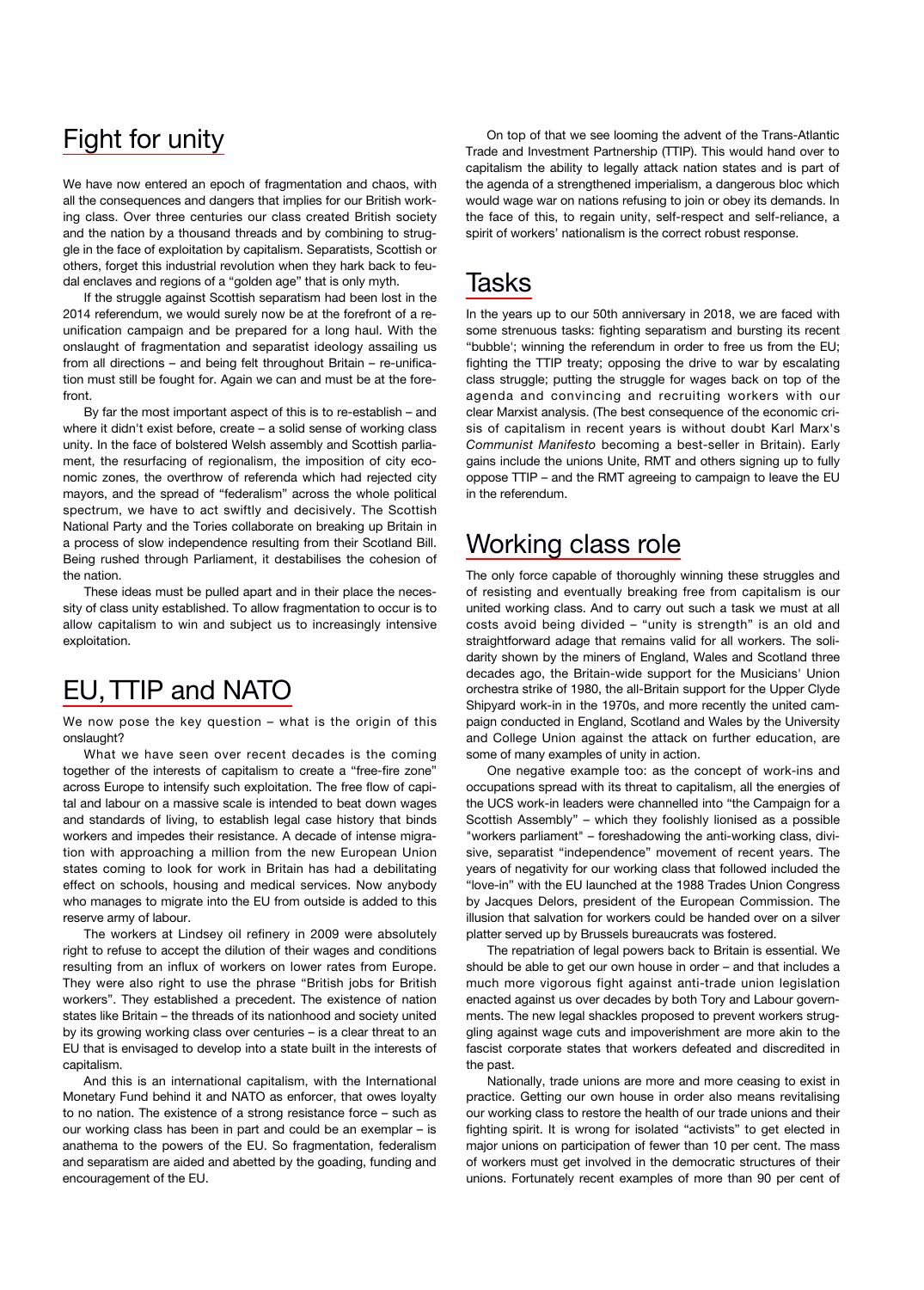## Fight for unity

We have now entered an epoch of fragmentation and chaos, with all the consequences and dangers that implies for our British working class. Over three centuries our class created British society and the nation by a thousand threads and by combining to struggle in the face of exploitation by capitalism. Separatists, Scottish or others, forget this industrial revolution when they hark back to feudal enclaves and regions of a "golden age" that is only myth.

If the struggle against Scottish separatism had been lost in the 2014 referendum, we would surely now be at the forefront of a reunification campaign and be prepared for a long haul. With the onslaught of fragmentation and separatist ideology assailing us from all directions – and being felt throughout Britain – re-unification must still be fought for. Again we can and must be at the forefront.

By far the most important aspect of this is to re-establish – and where it didn't exist before, create – a solid sense of working class unity. In the face of bolstered Welsh assembly and Scottish parliament, the resurfacing of regionalism, the imposition of city economic zones, the overthrow of referenda which had rejected city mayors, and the spread of "federalism" across the whole political spectrum, we have to act swiftly and decisively. The Scottish National Party and the Tories collaborate on breaking up Britain in a process of slow independence resulting from their Scotland Bill. Being rushed through Parliament, it destabilises the cohesion of the nation.

These ideas must be pulled apart and in their place the necessity of class unity established. To allow fragmentation to occur is to allow capitalism to win and subject us to increasingly intensive exploitation.

## EU, TTIP and NATO

We now pose the key question – what is the origin of this onslaught?

What we have seen over recent decades is the coming together of the interests of capitalism to create a "free-fire zone" across Europe to intensify such exploitation. The free flow of capital and labour on a massive scale is intended to beat down wages and standards of living, to establish legal case history that binds workers and impedes their resistance. A decade of intense migration with approaching a million from the new European Union states coming to look for work in Britain has had a debilitating effect on schools, housing and medical services. Now anybody who manages to migrate into the EU from outside is added to this reserve army of labour.

The workers at Lindsey oil refinery in 2009 were absolutely right to refuse to accept the dilution of their wages and conditions resulting from an influx of workers on lower rates from Europe. They were also right to use the phrase "British jobs for British workers". They established a precedent. The existence of nation states like Britain – the threads of its nationhood and society united by its growing working class over centuries – is a clear threat to an EU that is envisaged to develop into a state built in the interests of capitalism.

And this is an international capitalism, with the International Monetary Fund behind it and NATO as enforcer, that owes loyalty to no nation. The existence of a strong resistance force – such as our working class has been in part and could be an exemplar – is anathema to the powers of the EU. So fragmentation, federalism and separatism are aided and abetted by the goading, funding and encouragement of the EU.

On top of that we see looming the advent of the Trans-Atlantic Trade and Investment Partnership (TTIP). This would hand over to capitalism the ability to legally attack nation states and is part of the agenda of a strengthened imperialism, a dangerous bloc which would wage war on nations refusing to join or obey its demands. In the face of this, to regain unity, self-respect and self-reliance, a spirit of workers' nationalism is the correct robust response.

## Tasks

In the years up to our 50th anniversary in 2018, we are faced with some strenuous tasks: fighting separatism and bursting its recent "bubble'; winning the referendum in order to free us from the EU; fighting the TTIP treaty; opposing the drive to war by escalating class struggle; putting the struggle for wages back on top of the agenda and convincing and recruiting workers with our clear Marxist analysis. (The best consequence of the economic crisis of capitalism in recent years is without doubt Karl Marx's *Communist Manifesto* becoming a best-seller in Britain). Early gains include the unions Unite, RMT and others signing up to fully oppose TTIP – and the RMT agreeing to campaign to leave the EU in the referendum.

## Working class role

The only force capable of thoroughly winning these struggles and of resisting and eventually breaking free from capitalism is our united working class. And to carry out such a task we must at all costs avoid being divided – "unity is strength" is an old and straightforward adage that remains valid for all workers. The solidarity shown by the miners of England, Wales and Scotland three decades ago, the Britain-wide support for the Musicians' Union orchestra strike of 1980, the all-Britain support for the Upper Clyde Shipyard work-in in the 1970s, and more recently the united campaign conducted in England, Scotland and Wales by the University and College Union against the attack on further education, are some of many examples of unity in action.

One negative example too: as the concept of work-ins and occupations spread with its threat to capitalism, all the energies of the UCS work-in leaders were channelled into "the Campaign for a Scottish Assembly" – which they foolishly lionised as a possible "workers parliament" – foreshadowing the anti-working class, divisive, separatist "independence" movement of recent years. The years of negativity for our working class that followed included the "love-in" with the EU launched at the 1988 Trades Union Congress by Jacques Delors, president of the European Commission. The illusion that salvation for workers could be handed over on a silver platter served up by Brussels bureaucrats was fostered.

The repatriation of legal powers back to Britain is essential. We should be able to get our own house in order – and that includes a much more vigorous fight against anti-trade union legislation enacted against us over decades by both Tory and Labour governments. The new legal shackles proposed to prevent workers struggling against wage cuts and impoverishment are more akin to the fascist corporate states that workers defeated and discredited in the past.

Nationally, trade unions are more and more ceasing to exist in practice. Getting our own house in order also means revitalising our working class to restore the health of our trade unions and their fighting spirit. It is wrong for isolated "activists" to get elected in major unions on participation of fewer than 10 per cent. The mass of workers must get involved in the democratic structures of their unions. Fortunately recent examples of more than 90 per cent of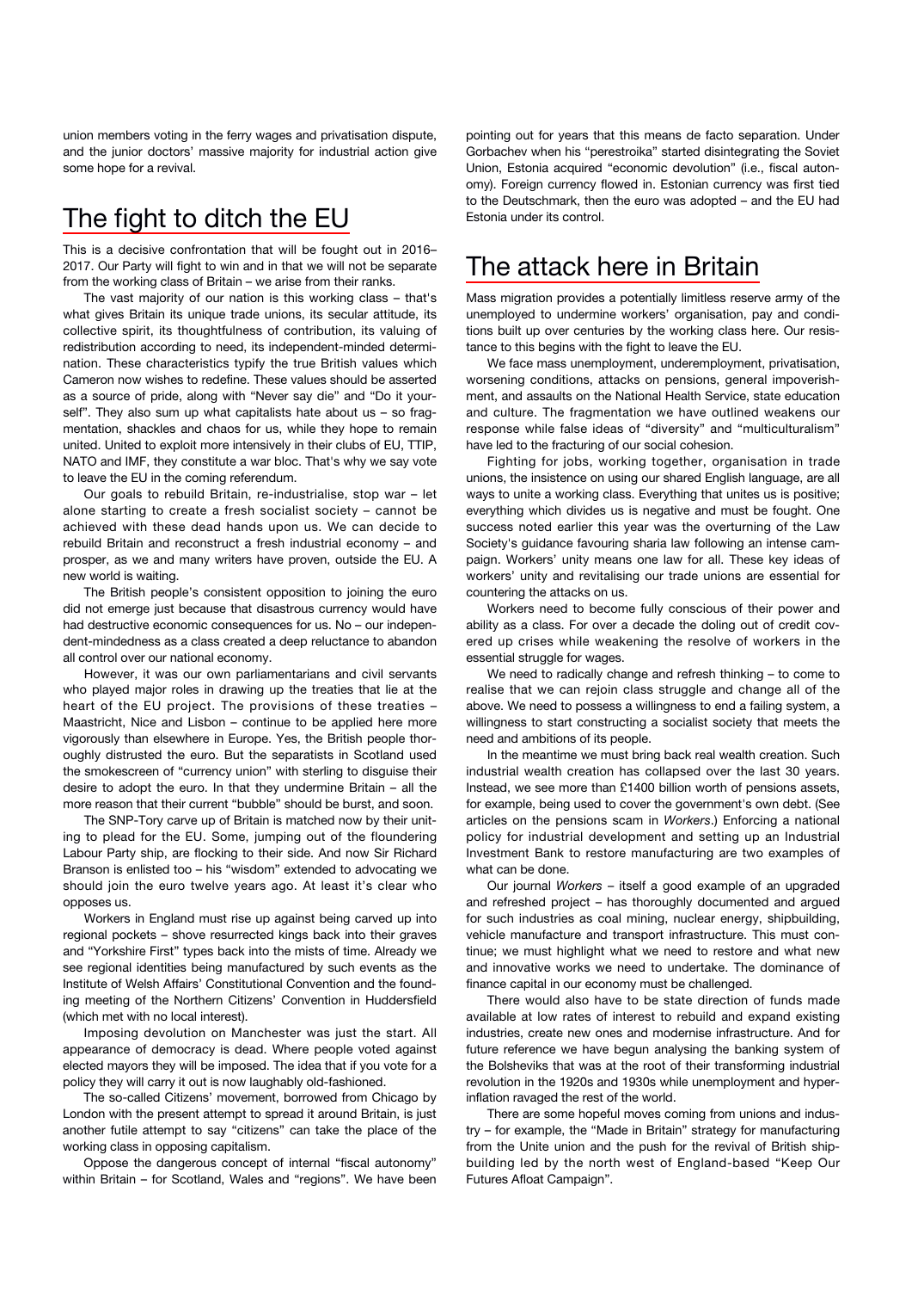union members voting in the ferry wages and privatisation dispute, and the junior doctors' massive majority for industrial action give some hope for a revival.

## The fight to ditch the EU

This is a decisive confrontation that will be fought out in 2016–2017. Our Party will fight to win and in that we will not be separate from the working class of Britain – we arise from their ranks.

The vast majority of our nation is this working class – that's what gives Britain its unique trade unions, its secular attitude, its collective spirit, its thoughtfulness of contribution, its valuing of redistribution according to need, its independent-minded determination. These characteristics typify the true British values which Cameron now wishes to redefine. These values should be asserted as a source of pride, along with "Never say die" and "Do it yourself". They also sum up what capitalists hate about us – so fragmentation, shackles and chaos for us, while they hope to remain united. United to exploit more intensively in their clubs of EU, TTIP, NATO and IMF, they constitute a war bloc. That's why we say vote to leave the EU in the coming referendum.

Our goals to rebuild Britain, re-industrialise, stop war – let alone starting to create a fresh socialist society – cannot be achieved with these dead hands upon us. We can decide to rebuild Britain and reconstruct a fresh industrial economy – and prosper, as we and many writers have proven, outside the EU. A new world is waiting.

The British people's consistent opposition to joining the euro did not emerge just because that disastrous currency would have had destructive economic consequences for us. No – our independent-mindedness as a class created a deep reluctance to abandon all control over our national economy.

However, it was our own parliamentarians and civil servants who played major roles in drawing up the treaties that lie at the heart of the EU project. The provisions of these treaties – Maastricht, Nice and Lisbon – continue to be applied here more vigorously than elsewhere in Europe. Yes, the British people thoroughly distrusted the euro. But the separatists in Scotland used the smokescreen of "currency union" with sterling to disguise their desire to adopt the euro. In that they undermine Britain – all the more reason that their current "bubble" should be burst, and soon.

The SNP-Tory carve up of Britain is matched now by their uniting to plead for the EU. Some, jumping out of the floundering Labour Party ship, are flocking to their side. And now Sir Richard Branson is enlisted too – his "wisdom" extended to advocating we should join the euro twelve years ago. At least it's clear who opposes us.

Workers in England must rise up against being carved up into regional pockets – shove resurrected kings back into their graves and "Yorkshire First" types back into the mists of time. Already we see regional identities being manufactured by such events as the Institute of Welsh Affairs' Constitutional Convention and the founding meeting of the Northern Citizens' Convention in Huddersfield (which met with no local interest).

Imposing devolution on Manchester was just the start. All appearance of democracy is dead. Where people voted against elected mayors they will be imposed. The idea that if you vote for a policy they will carry it out is now laughably old-fashioned.

The so-called Citizens' movement, borrowed from Chicago by London with the present attempt to spread it around Britain, is just another futile attempt to say "citizens" can take the place of the working class in opposing capitalism.

Oppose the dangerous concept of internal "fiscal autonomy" within Britain – for Scotland, Wales and "regions". We have been pointing out for years that this means de facto separation. Under Gorbachev when his "perestroika" started disintegrating the Soviet Union, Estonia acquired "economic devolution" (i.e., fiscal autonomy). Foreign currency flowed in. Estonian currency was first tied to the Deutschmark, then the euro was adopted – and the EU had Estonia under its control.

## The attack here in Britain

Mass migration provides a potentially limitless reserve army of the unemployed to undermine workers' organisation, pay and conditions built up over centuries by the working class here. Our resistance to this begins with the fight to leave the EU.

We face mass unemployment, underemployment, privatisation, worsening conditions, attacks on pensions, general impoverishment, and assaults on the National Health Service, state education and culture. The fragmentation we have outlined weakens our response while false ideas of "diversity" and "multiculturalism" have led to the fracturing of our social cohesion.

Fighting for jobs, working together, organisation in trade unions, the insistence on using our shared English language, are all ways to unite a working class. Everything that unites us is positive; everything which divides us is negative and must be fought. One success noted earlier this year was the overturning of the Law Society's guidance favouring sharia law following an intense campaign. Workers' unity means one law for all. These key ideas of workers' unity and revitalising our trade unions are essential for countering the attacks on us.

Workers need to become fully conscious of their power and ability as a class. For over a decade the doling out of credit covered up crises while weakening the resolve of workers in the essential struggle for wages.

We need to radically change and refresh thinking – to come to realise that we can rejoin class struggle and change all of the above. We need to possess a willingness to end a failing system, a willingness to start constructing a socialist society that meets the need and ambitions of its people.

In the meantime we must bring back real wealth creation. Such industrial wealth creation has collapsed over the last 30 years. Instead, we see more than £1400 billion worth of pensions assets, for example, being used to cover the government's own debt. (See articles on the pensions scam in *Workers*.) Enforcing a national policy for industrial development and setting up an Industrial Investment Bank to restore manufacturing are two examples of what can be done.

Our journal *Workers* – itself a good example of an upgraded and refreshed project – has thoroughly documented and argued for such industries as coal mining, nuclear energy, shipbuilding, vehicle manufacture and transport infrastructure. This must continue; we must highlight what we need to restore and what new and innovative works we need to undertake. The dominance of finance capital in our economy must be challenged.

There would also have to be state direction of funds made available at low rates of interest to rebuild and expand existing industries, create new ones and modernise infrastructure. And for future reference we have begun analysing the banking system of the Bolsheviks that was at the root of their transforming industrial revolution in the 1920s and 1930s while unemployment and hyperinflation ravaged the rest of the world.

There are some hopeful moves coming from unions and industry – for example, the "Made in Britain" strategy for manufacturing from the Unite union and the push for the revival of British shipbuilding led by the north west of England-based "Keep Our Futures Afloat Campaign".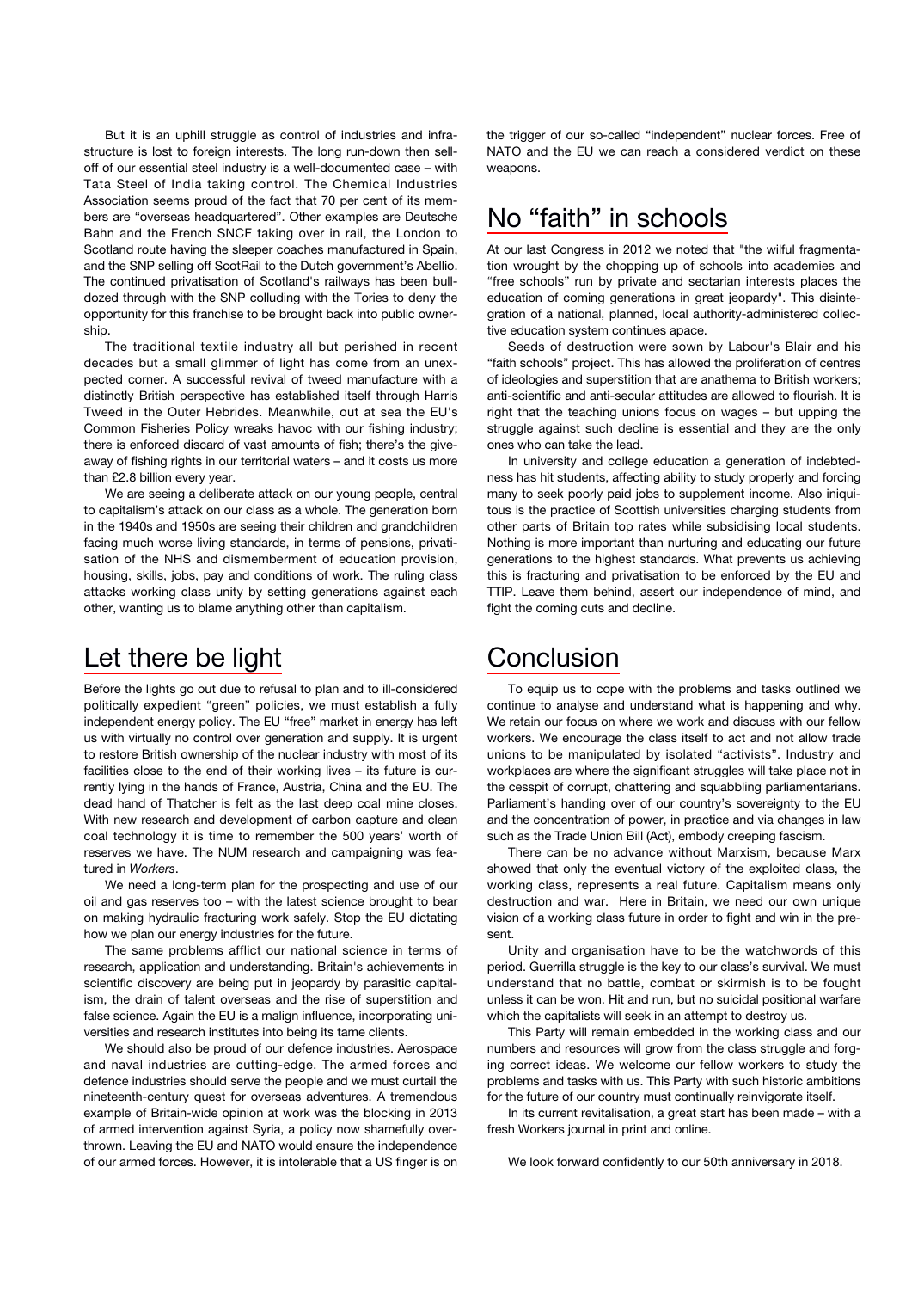But it is an uphill struggle as control of industries and infrastructure is lost to foreign interests. The long run-down then sell-off of our essential steel industry is a well-documented case – with Tata Steel of India taking control. The Chemical Industries Association seems proud of the fact that 70 per cent of its members are "overseas headquartered". Other examples are Deutsche Bahn and the French SNCF taking over in rail, the London to Scotland route having the sleeper coaches manufactured in Spain, and the SNP selling off ScotRail to the Dutch government's Abellio. The continued privatisation of Scotland's railways has been bulldozed through with the SNP colluding with the Tories to deny the opportunity for this franchise to be brought back into public ownership.

The traditional textile industry all but perished in recent decades but a small glimmer of light has come from an unexpected corner. A successful revival of tweed manufacture with a distinctly British perspective has established itself through Harris Tweed in the Outer Hebrides. Meanwhile, out at sea the EU's Common Fisheries Policy wreaks havoc with our fishing industry; there is enforced discard of vast amounts of fish; there's the give-away of fishing rights in our territorial waters – and it costs us more than £2.8 billion every year.

We are seeing a deliberate attack on our young people, central to capitalism's attack on our class as a whole. The generation born in the 1940s and 1950s are seeing their children and grandchildren facing much worse living standards, in terms of pensions, privatisation of the NHS and dismemberment of education provision, housing, skills, jobs, pay and conditions of work. The ruling class attacks working class unity by setting generations against each other, wanting us to blame anything other than capitalism.

## Let there be light

Before the lights go out due to refusal to plan and to ill-considered politically expedient "green" policies, we must establish a fully independent energy policy. The EU "free" market in energy has left us with virtually no control over generation and supply. It is urgent to restore British ownership of the nuclear industry with most of its facilities close to the end of their working lives – its future is currently lying in the hands of France, Austria, China and the EU. The dead hand of Thatcher is felt as the last deep coal mine closes. With new research and development of carbon capture and clean coal technology it is time to remember the 500 years' worth of reserves we have. The NUM research and campaigning was featured in *Workers*.

We need a long-term plan for the prospecting and use of our oil and gas reserves too – with the latest science brought to bear on making hydraulic fracturing work safely. Stop the EU dictating how we plan our energy industries for the future.

The same problems afflict our national science in terms of research, application and understanding. Britain's achievements in scientific discovery are being put in jeopardy by parasitic capitalism, the drain of talent overseas and the rise of superstition and false science. Again the EU is a malign influence, incorporating universities and research institutes into being its tame clients.

We should also be proud of our defence industries. Aerospace and naval industries are cutting-edge. The armed forces and defence industries should serve the people and we must curtail the nineteenth-century quest for overseas adventures. A tremendous example of Britain-wide opinion at work was the blocking in 2013 of armed intervention against Syria, a policy now shamefully overthrown. Leaving the EU and NATO would ensure the independence of our armed forces. However, it is intolerable that a US finger is on the trigger of our so-called "independent" nuclear forces. Free of NATO and the EU we can reach a considered verdict on these weapons.

## No "faith" in schools

At our last Congress in 2012 we noted that "the wilful fragmentation wrought by the chopping up of schools into academies and "free schools" run by private and sectarian interests places the education of coming generations in great jeopardy". This disintegration of a national, planned, local authority-administered collective education system continues apace.

Seeds of destruction were sown by Labour's Blair and his "faith schools" project. This has allowed the proliferation of centres of ideologies and superstition that are anathema to British workers; anti-scientific and anti-secular attitudes are allowed to flourish. It is right that the teaching unions focus on wages – but upping the struggle against such decline is essential and they are the only ones who can take the lead.

In university and college education a generation of indebtedness has hit students, affecting ability to study properly and forcing many to seek poorly paid jobs to supplement income. Also iniquitous is the practice of Scottish universities charging students from other parts of Britain top rates while subsidising local students. Nothing is more important than nurturing and educating our future generations to the highest standards. What prevents us achieving this is fracturing and privatisation to be enforced by the EU and TTIP. Leave them behind, assert our independence of mind, and fight the coming cuts and decline.

## Conclusion

To equip us to cope with the problems and tasks outlined we continue to analyse and understand what is happening and why. We retain our focus on where we work and discuss with our fellow workers. We encourage the class itself to act and not allow trade unions to be manipulated by isolated "activists". Industry and workplaces are where the significant struggles will take place not in the cesspit of corrupt, chattering and squabbling parliamentarians. Parliament's handing over of our country's sovereignty to the EU and the concentration of power, in practice and via changes in law such as the Trade Union Bill (Act), embody creeping fascism.

There can be no advance without Marxism, because Marx showed that only the eventual victory of the exploited class, the working class, represents a real future. Capitalism means only destruction and war. Here in Britain, we need our own unique vision of a working class future in order to fight and win in the present.

Unity and organisation have to be the watchwords of this period. Guerrilla struggle is the key to our class's survival. We must understand that no battle, combat or skirmish is to be fought unless it can be won. Hit and run, but no suicidal positional warfare which the capitalists will seek in an attempt to destroy us.

This Party will remain embedded in the working class and our numbers and resources will grow from the class struggle and forging correct ideas. We welcome our fellow workers to study the problems and tasks with us. This Party with such historic ambitions for the future of our country must continually reinvigorate itself.

In its current revitalisation, a great start has been made – with a fresh Workers journal in print and online.

We look forward confidently to our 50th anniversary in 2018.